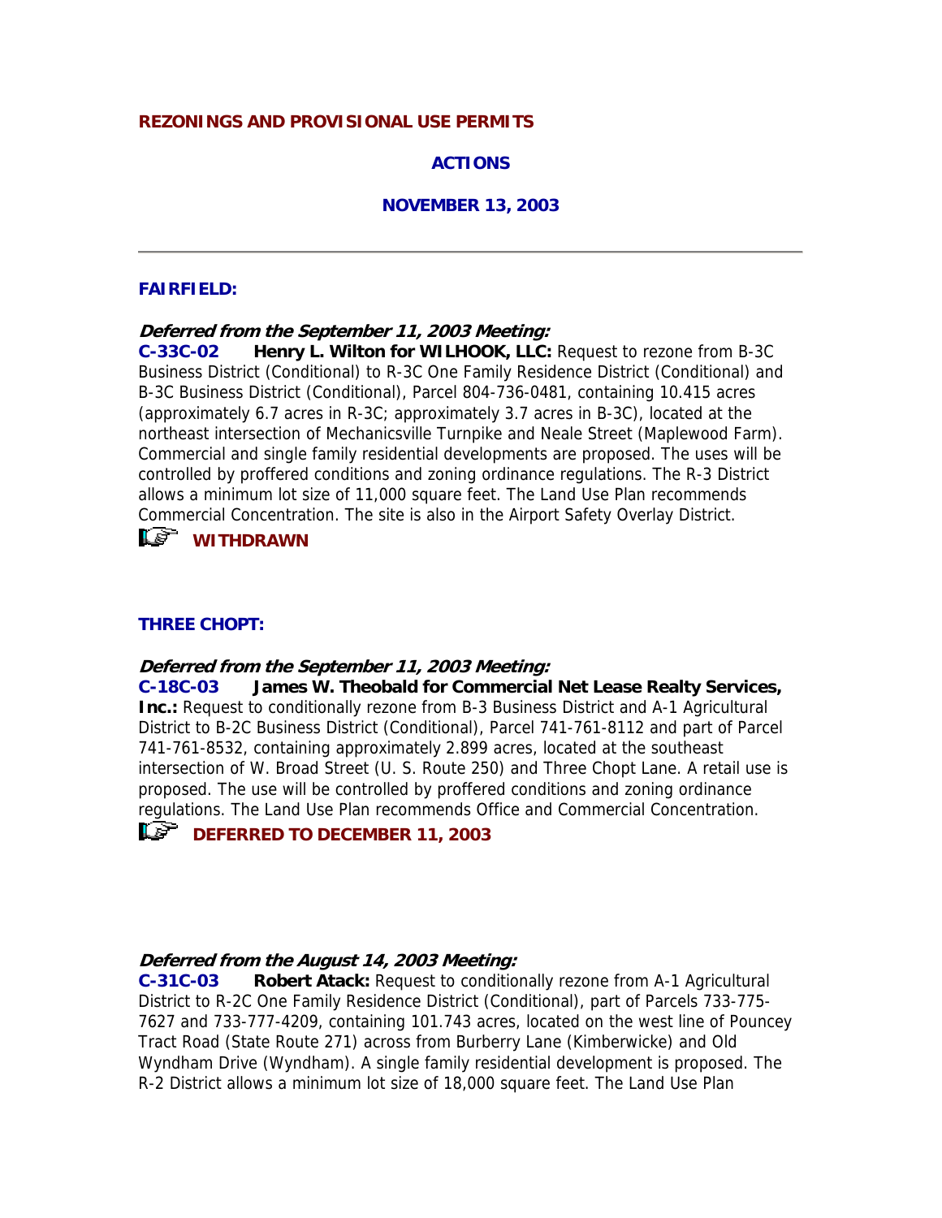## REZONINGS AND PROVISIONAL USE PERMITS

### ACTIONS

### NOVEMBER 13, 2003

---

### FAIRFIELD:

***Deferred from the September 11, 2003 Meeting:***

**C-33C-02 Henry L. Wilton for WILHOOK, LLC:** Request to rezone from B-3C Business District (Conditional) to R-3C One Family Residence District (Conditional) and B-3C Business District (Conditional), Parcel 804-736-0481, containing 10.415 acres (approximately 6.7 acres in R-3C; approximately 3.7 acres in B-3C), located at the northeast intersection of Mechanicsville Turnpike and Neale Street (Maplewood Farm). Commercial and single family residential developments are proposed. The uses will be controlled by proffered conditions and zoning ordinance regulations. The R-3 District allows a minimum lot size of 11,000 square feet. The Land Use Plan recommends Commercial Concentration. The site is also in the Airport Safety Overlay District.

☞ **WITHDRAWN**

### THREE CHOPT:

***Deferred from the September 11, 2003 Meeting:***

**C-18C-03 James W. Theobald for Commercial Net Lease Realty Services, Inc.:** Request to conditionally rezone from B-3 Business District and A-1 Agricultural District to B-2C Business District (Conditional), Parcel 741-761-8112 and part of Parcel 741-761-8532, containing approximately 2.899 acres, located at the southeast intersection of W. Broad Street (U. S. Route 250) and Three Chopt Lane. A retail use is proposed. The use will be controlled by proffered conditions and zoning ordinance regulations. The Land Use Plan recommends Office and Commercial Concentration.

☞ **DEFERRED TO DECEMBER 11, 2003**

***Deferred from the August 14, 2003 Meeting:***

**C-31C-03 Robert Atack:** Request to conditionally rezone from A-1 Agricultural District to R-2C One Family Residence District (Conditional), part of Parcels 733-775-7627 and 733-777-4209, containing 101.743 acres, located on the west line of Pouncey Tract Road (State Route 271) across from Burberry Lane (Kimberwicke) and Old Wyndham Drive (Wyndham). A single family residential development is proposed. The R-2 District allows a minimum lot size of 18,000 square feet. The Land Use Plan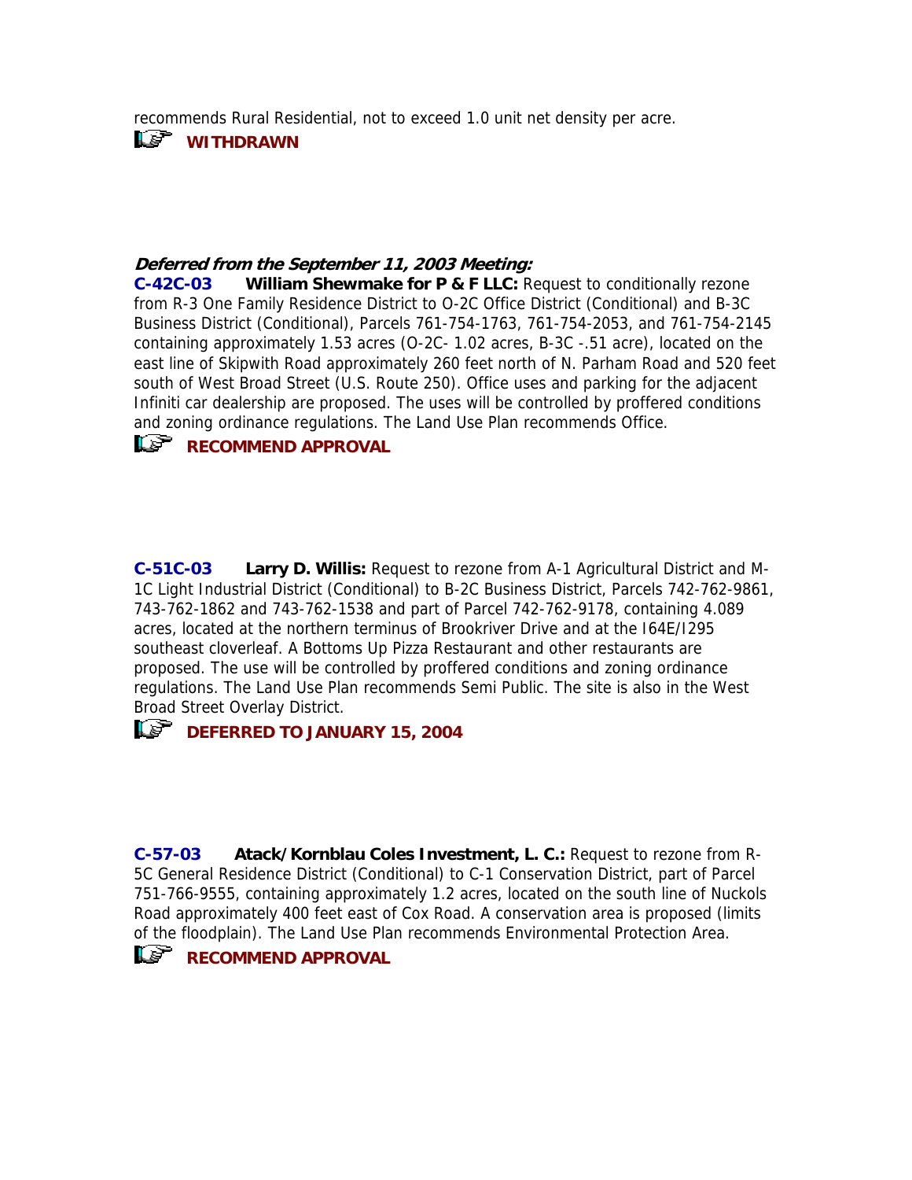recommends Rural Residential, not to exceed 1.0 unit net density per acre.

☞ **WITHDRAWN**

***Deferred from the September 11, 2003 Meeting:***

**C-42C-03** **William Shewmake for P & F LLC:** Request to conditionally rezone from R-3 One Family Residence District to O-2C Office District (Conditional) and B-3C Business District (Conditional), Parcels 761-754-1763, 761-754-2053, and 761-754-2145 containing approximately 1.53 acres (O-2C- 1.02 acres, B-3C -.51 acre), located on the east line of Skipwith Road approximately 260 feet north of N. Parham Road and 520 feet south of West Broad Street (U.S. Route 250). Office uses and parking for the adjacent Infiniti car dealership are proposed. The uses will be controlled by proffered conditions and zoning ordinance regulations. The Land Use Plan recommends Office.

☞ **RECOMMEND APPROVAL**

**C-51C-03** **Larry D. Willis:** Request to rezone from A-1 Agricultural District and M-1C Light Industrial District (Conditional) to B-2C Business District, Parcels 742-762-9861, 743-762-1862 and 743-762-1538 and part of Parcel 742-762-9178, containing 4.089 acres, located at the northern terminus of Brookriver Drive and at the I64E/I295 southeast cloverleaf. A Bottoms Up Pizza Restaurant and other restaurants are proposed. The use will be controlled by proffered conditions and zoning ordinance regulations. The Land Use Plan recommends Semi Public. The site is also in the West Broad Street Overlay District.

☞ **DEFERRED TO JANUARY 15, 2004**

**C-57-03** **Atack/Kornblau Coles Investment, L. C.:** Request to rezone from R-5C General Residence District (Conditional) to C-1 Conservation District, part of Parcel 751-766-9555, containing approximately 1.2 acres, located on the south line of Nuckols Road approximately 400 feet east of Cox Road. A conservation area is proposed (limits of the floodplain). The Land Use Plan recommends Environmental Protection Area.

☞ **RECOMMEND APPROVAL**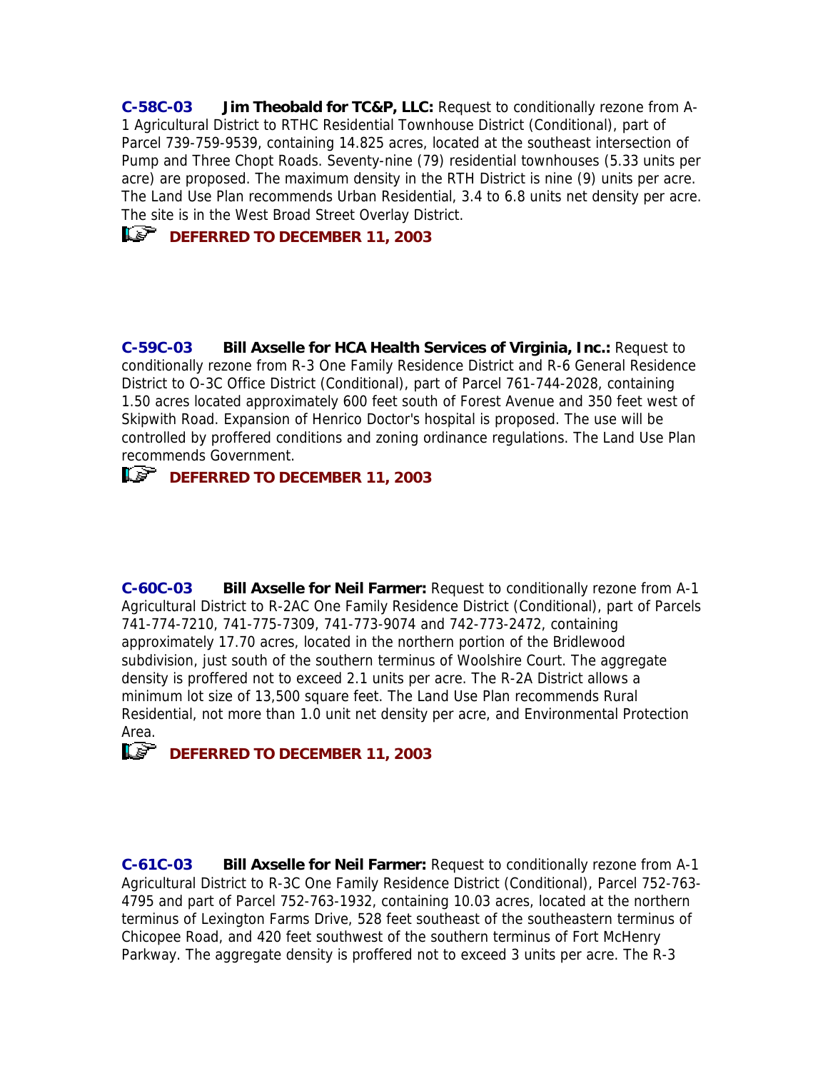**C-58C-03** **Jim Theobald for TC&P, LLC:** Request to conditionally rezone from A-1 Agricultural District to RTHC Residential Townhouse District (Conditional), part of Parcel 739-759-9539, containing 14.825 acres, located at the southeast intersection of Pump and Three Chopt Roads. Seventy-nine (79) residential townhouses (5.33 units per acre) are proposed. The maximum density in the RTH District is nine (9) units per acre. The Land Use Plan recommends Urban Residential, 3.4 to 6.8 units net density per acre. The site is in the West Broad Street Overlay District.

**DEFERRED TO DECEMBER 11, 2003**

**C-59C-03** **Bill Axselle for HCA Health Services of Virginia, Inc.:** Request to conditionally rezone from R-3 One Family Residence District and R-6 General Residence District to O-3C Office District (Conditional), part of Parcel 761-744-2028, containing 1.50 acres located approximately 600 feet south of Forest Avenue and 350 feet west of Skipwith Road. Expansion of Henrico Doctor's hospital is proposed. The use will be controlled by proffered conditions and zoning ordinance regulations. The Land Use Plan recommends Government.

**DEFERRED TO DECEMBER 11, 2003**

**C-60C-03** **Bill Axselle for Neil Farmer:** Request to conditionally rezone from A-1 Agricultural District to R-2AC One Family Residence District (Conditional), part of Parcels 741-774-7210, 741-775-7309, 741-773-9074 and 742-773-2472, containing approximately 17.70 acres, located in the northern portion of the Bridlewood subdivision, just south of the southern terminus of Woolshire Court. The aggregate density is proffered not to exceed 2.1 units per acre. The R-2A District allows a minimum lot size of 13,500 square feet. The Land Use Plan recommends Rural Residential, not more than 1.0 unit net density per acre, and Environmental Protection Area.

**DEFERRED TO DECEMBER 11, 2003**

**C-61C-03** **Bill Axselle for Neil Farmer:** Request to conditionally rezone from A-1 Agricultural District to R-3C One Family Residence District (Conditional), Parcel 752-763-4795 and part of Parcel 752-763-1932, containing 10.03 acres, located at the northern terminus of Lexington Farms Drive, 528 feet southeast of the southeastern terminus of Chicopee Road, and 420 feet southwest of the southern terminus of Fort McHenry Parkway. The aggregate density is proffered not to exceed 3 units per acre. The R-3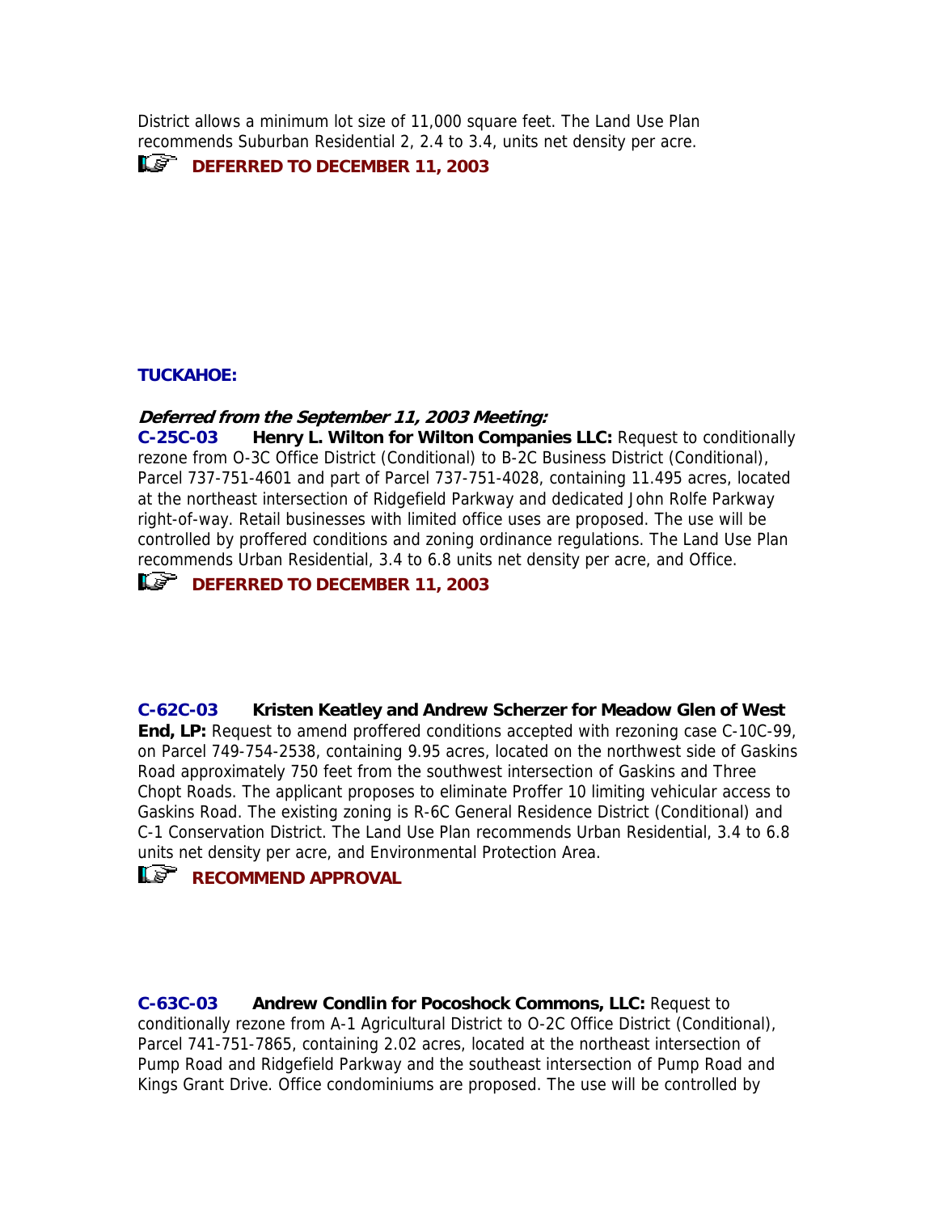District allows a minimum lot size of 11,000 square feet. The Land Use Plan recommends Suburban Residential 2, 2.4 to 3.4, units net density per acre.

**DEFERRED TO DECEMBER 11, 2003**

## TUCKAHOE:

***Deferred from the September 11, 2003 Meeting:***

**C-25C-03 Henry L. Wilton for Wilton Companies LLC:** Request to conditionally rezone from O-3C Office District (Conditional) to B-2C Business District (Conditional), Parcel 737-751-4601 and part of Parcel 737-751-4028, containing 11.495 acres, located at the northeast intersection of Ridgefield Parkway and dedicated John Rolfe Parkway right-of-way. Retail businesses with limited office uses are proposed. The use will be controlled by proffered conditions and zoning ordinance regulations. The Land Use Plan recommends Urban Residential, 3.4 to 6.8 units net density per acre, and Office.

**DEFERRED TO DECEMBER 11, 2003**

**C-62C-03 Kristen Keatley and Andrew Scherzer for Meadow Glen of West End, LP:** Request to amend proffered conditions accepted with rezoning case C-10C-99, on Parcel 749-754-2538, containing 9.95 acres, located on the northwest side of Gaskins Road approximately 750 feet from the southwest intersection of Gaskins and Three Chopt Roads. The applicant proposes to eliminate Proffer 10 limiting vehicular access to Gaskins Road. The existing zoning is R-6C General Residence District (Conditional) and C-1 Conservation District. The Land Use Plan recommends Urban Residential, 3.4 to 6.8 units net density per acre, and Environmental Protection Area.

**RECOMMEND APPROVAL**

**C-63C-03 Andrew Condlin for Pocoshock Commons, LLC:** Request to conditionally rezone from A-1 Agricultural District to O-2C Office District (Conditional), Parcel 741-751-7865, containing 2.02 acres, located at the northeast intersection of Pump Road and Ridgefield Parkway and the southeast intersection of Pump Road and Kings Grant Drive. Office condominiums are proposed. The use will be controlled by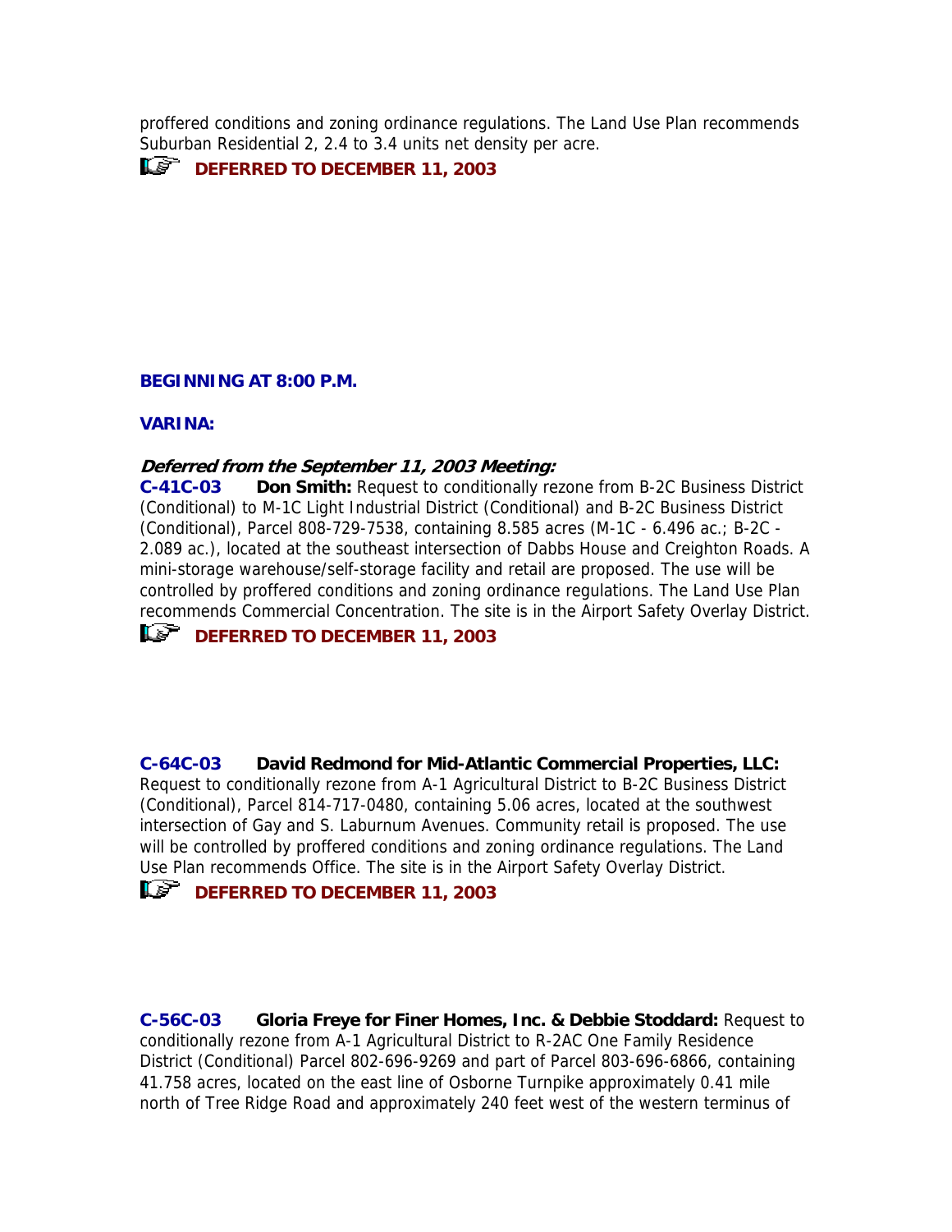proffered conditions and zoning ordinance regulations. The Land Use Plan recommends Suburban Residential 2, 2.4 to 3.4 units net density per acre.

**DEFERRED TO DECEMBER 11, 2003**

**BEGINNING AT 8:00 P.M.**

**VARINA:**

***Deferred from the September 11, 2003 Meeting:***

**C-41C-03 Don Smith:** Request to conditionally rezone from B-2C Business District (Conditional) to M-1C Light Industrial District (Conditional) and B-2C Business District (Conditional), Parcel 808-729-7538, containing 8.585 acres (M-1C - 6.496 ac.; B-2C - 2.089 ac.), located at the southeast intersection of Dabbs House and Creighton Roads. A mini-storage warehouse/self-storage facility and retail are proposed. The use will be controlled by proffered conditions and zoning ordinance regulations. The Land Use Plan recommends Commercial Concentration. The site is in the Airport Safety Overlay District.

**DEFERRED TO DECEMBER 11, 2003**

**C-64C-03 David Redmond for Mid-Atlantic Commercial Properties, LLC:** Request to conditionally rezone from A-1 Agricultural District to B-2C Business District (Conditional), Parcel 814-717-0480, containing 5.06 acres, located at the southwest intersection of Gay and S. Laburnum Avenues. Community retail is proposed. The use will be controlled by proffered conditions and zoning ordinance regulations. The Land Use Plan recommends Office. The site is in the Airport Safety Overlay District.

**DEFERRED TO DECEMBER 11, 2003**

**C-56C-03 Gloria Freye for Finer Homes, Inc. & Debbie Stoddard:** Request to conditionally rezone from A-1 Agricultural District to R-2AC One Family Residence District (Conditional) Parcel 802-696-9269 and part of Parcel 803-696-6866, containing 41.758 acres, located on the east line of Osborne Turnpike approximately 0.41 mile north of Tree Ridge Road and approximately 240 feet west of the western terminus of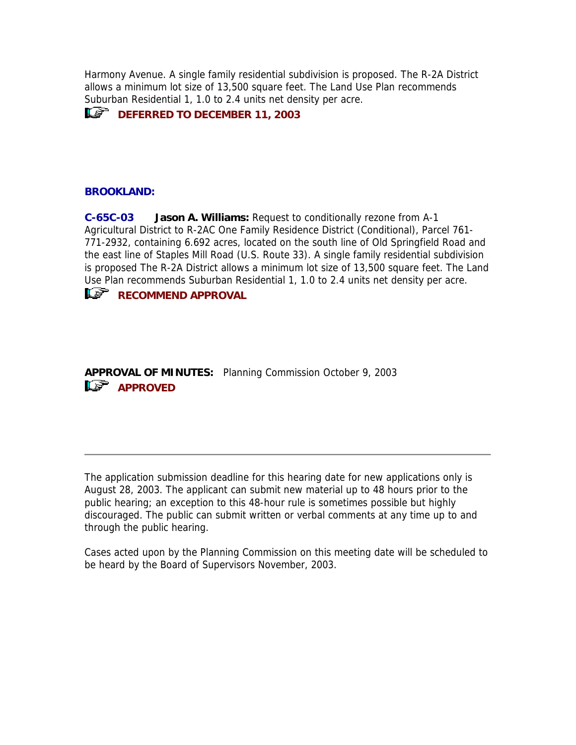Harmony Avenue. A single family residential subdivision is proposed. The R-2A District allows a minimum lot size of 13,500 square feet. The Land Use Plan recommends Suburban Residential 1, 1.0 to 2.4 units net density per acre.

☞ **DEFERRED TO DECEMBER 11, 2003**

**BROOKLAND:**

**C-65C-03** **Jason A. Williams:** Request to conditionally rezone from A-1 Agricultural District to R-2AC One Family Residence District (Conditional), Parcel 761-771-2932, containing 6.692 acres, located on the south line of Old Springfield Road and the east line of Staples Mill Road (U.S. Route 33). A single family residential subdivision is proposed The R-2A District allows a minimum lot size of 13,500 square feet. The Land Use Plan recommends Suburban Residential 1, 1.0 to 2.4 units net density per acre.

☞ **RECOMMEND APPROVAL**

**APPROVAL OF MINUTES:** Planning Commission October 9, 2003

☞ **APPROVED**

---

The application submission deadline for this hearing date for new applications only is August 28, 2003. The applicant can submit new material up to 48 hours prior to the public hearing; an exception to this 48-hour rule is sometimes possible but highly discouraged. The public can submit written or verbal comments at any time up to and through the public hearing.

Cases acted upon by the Planning Commission on this meeting date will be scheduled to be heard by the Board of Supervisors November, 2003.